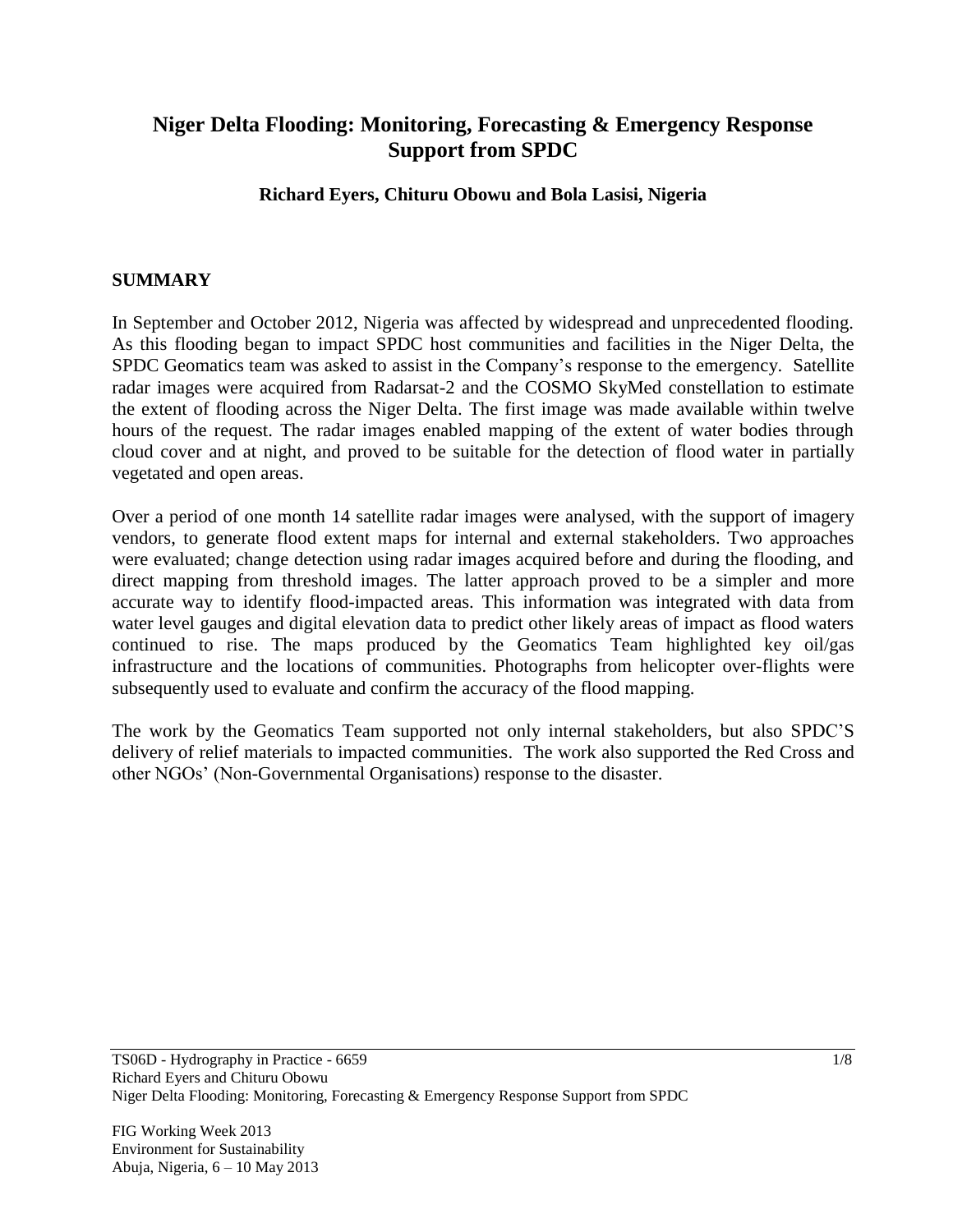# Niger Delta Flooding: Monitoring, Forecasting & Emergency Response Support from SPDC

**Richard Eyers, Chituru Obowu and Bola Lasisi, Nigeria**

## SUMMARY

In September and October 2012, Nigeria was affected by widespread and unprecedented flooding. As this flooding began to impact SPDC host communities and facilities in the Niger Delta, the SPDC Geomatics team was asked to assist in the Company's response to the emergency. Satellite radar images were acquired from Radarsat-2 and the COSMO SkyMed constellation to estimate the extent of flooding across the Niger Delta. The first image was made available within twelve hours of the request. The radar images enabled mapping of the extent of water bodies through cloud cover and at night, and proved to be suitable for the detection of flood water in partially vegetated and open areas.

Over a period of one month 14 satellite radar images were analysed, with the support of imagery vendors, to generate flood extent maps for internal and external stakeholders. Two approaches were evaluated; change detection using radar images acquired before and during the flooding, and direct mapping from threshold images. The latter approach proved to be a simpler and more accurate way to identify flood-impacted areas. This information was integrated with data from water level gauges and digital elevation data to predict other likely areas of impact as flood waters continued to rise. The maps produced by the Geomatics Team highlighted key oil/gas infrastructure and the locations of communities. Photographs from helicopter over-flights were subsequently used to evaluate and confirm the accuracy of the flood mapping.

The work by the Geomatics Team supported not only internal stakeholders, but also SPDC'S delivery of relief materials to impacted communities. The work also supported the Red Cross and other NGOs' (Non-Governmental Organisations) response to the disaster.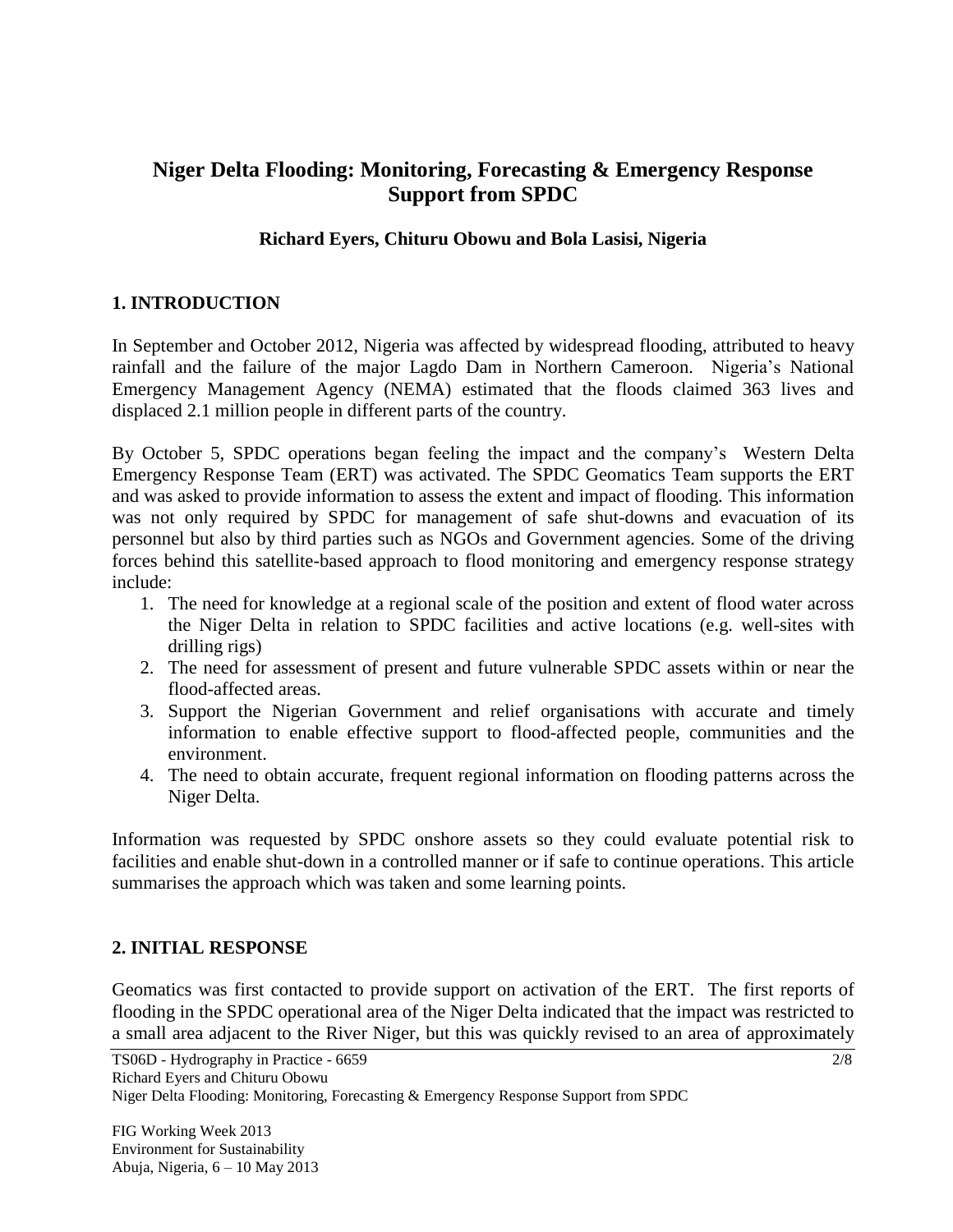# Niger Delta Flooding: Monitoring, Forecasting & Emergency Response Support from SPDC

**Richard Eyers, Chituru Obowu and Bola Lasisi, Nigeria**

## 1. INTRODUCTION

In September and October 2012, Nigeria was affected by widespread flooding, attributed to heavy rainfall and the failure of the major Lagdo Dam in Northern Cameroon. Nigeria's National Emergency Management Agency (NEMA) estimated that the floods claimed 363 lives and displaced 2.1 million people in different parts of the country.

By October 5, SPDC operations began feeling the impact and the company's Western Delta Emergency Response Team (ERT) was activated. The SPDC Geomatics Team supports the ERT and was asked to provide information to assess the extent and impact of flooding. This information was not only required by SPDC for management of safe shut-downs and evacuation of its personnel but also by third parties such as NGOs and Government agencies. Some of the driving forces behind this satellite-based approach to flood monitoring and emergency response strategy include:

1. The need for knowledge at a regional scale of the position and extent of flood water across the Niger Delta in relation to SPDC facilities and active locations (e.g. well-sites with drilling rigs)
2. The need for assessment of present and future vulnerable SPDC assets within or near the flood-affected areas.
3. Support the Nigerian Government and relief organisations with accurate and timely information to enable effective support to flood-affected people, communities and the environment.
4. The need to obtain accurate, frequent regional information on flooding patterns across the Niger Delta.

Information was requested by SPDC onshore assets so they could evaluate potential risk to facilities and enable shut-down in a controlled manner or if safe to continue operations. This article summarises the approach which was taken and some learning points.

## 2. INITIAL RESPONSE

Geomatics was first contacted to provide support on activation of the ERT. The first reports of flooding in the SPDC operational area of the Niger Delta indicated that the impact was restricted to a small area adjacent to the River Niger, but this was quickly revised to an area of approximately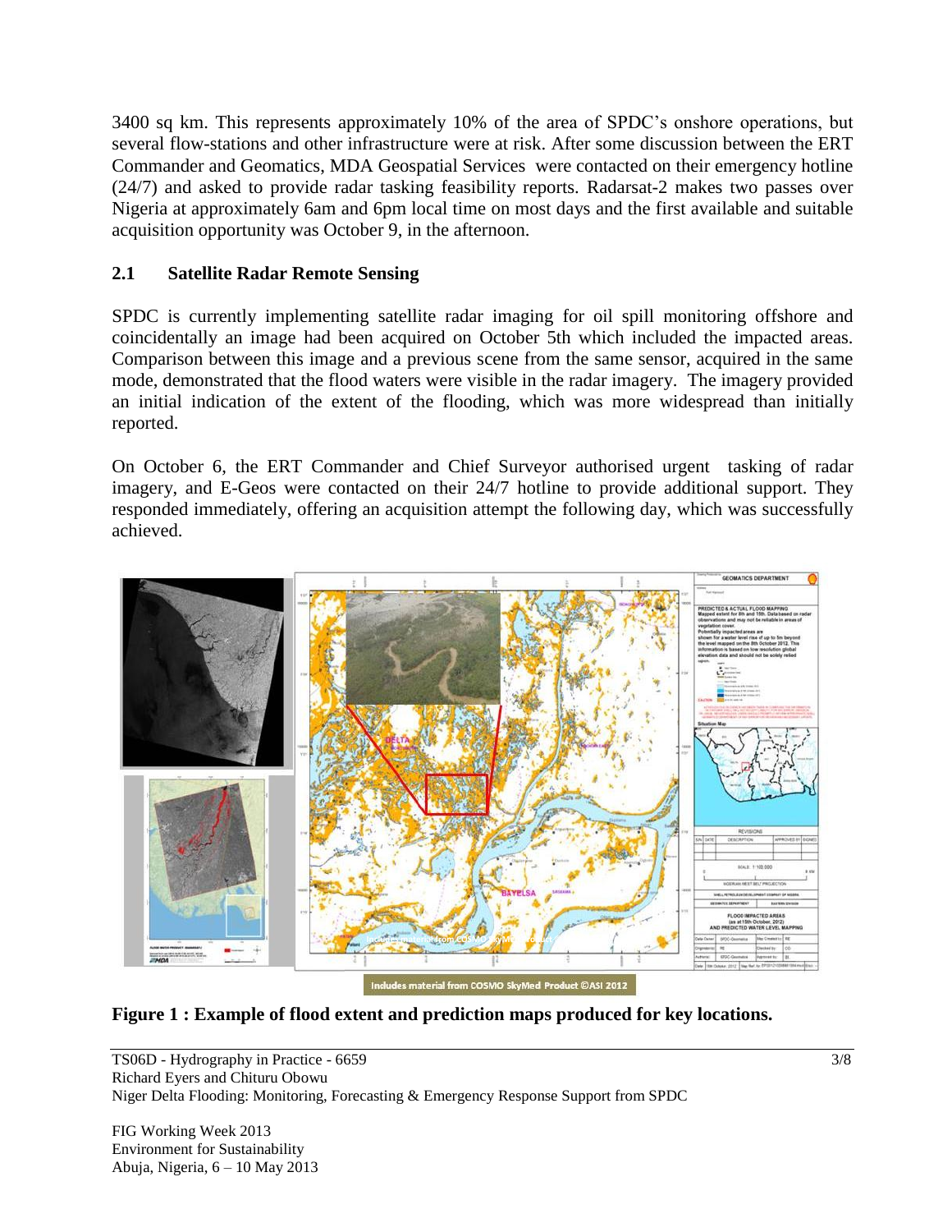3400 sq km. This represents approximately 10% of the area of SPDC's onshore operations, but several flow-stations and other infrastructure were at risk. After some discussion between the ERT Commander and Geomatics, MDA Geospatial Services were contacted on their emergency hotline (24/7) and asked to provide radar tasking feasibility reports. Radarsat-2 makes two passes over Nigeria at approximately 6am and 6pm local time on most days and the first available and suitable acquisition opportunity was October 9, in the afternoon.

## 2.1 Satellite Radar Remote Sensing

SPDC is currently implementing satellite radar imaging for oil spill monitoring offshore and coincidentally an image had been acquired on October 5th which included the impacted areas. Comparison between this image and a previous scene from the same sensor, acquired in the same mode, demonstrated that the flood waters were visible in the radar imagery. The imagery provided an initial indication of the extent of the flooding, which was more widespread than initially reported.

On October 6, the ERT Commander and Chief Surveyor authorised urgent tasking of radar imagery, and E-Geos were contacted on their 24/7 hotline to provide additional support. They responded immediately, offering an acquisition attempt the following day, which was successfully achieved.

Includes material from COSMO SkyMed Product ©ASI 2012

**Figure 1 : Example of flood extent and prediction maps produced for key locations.**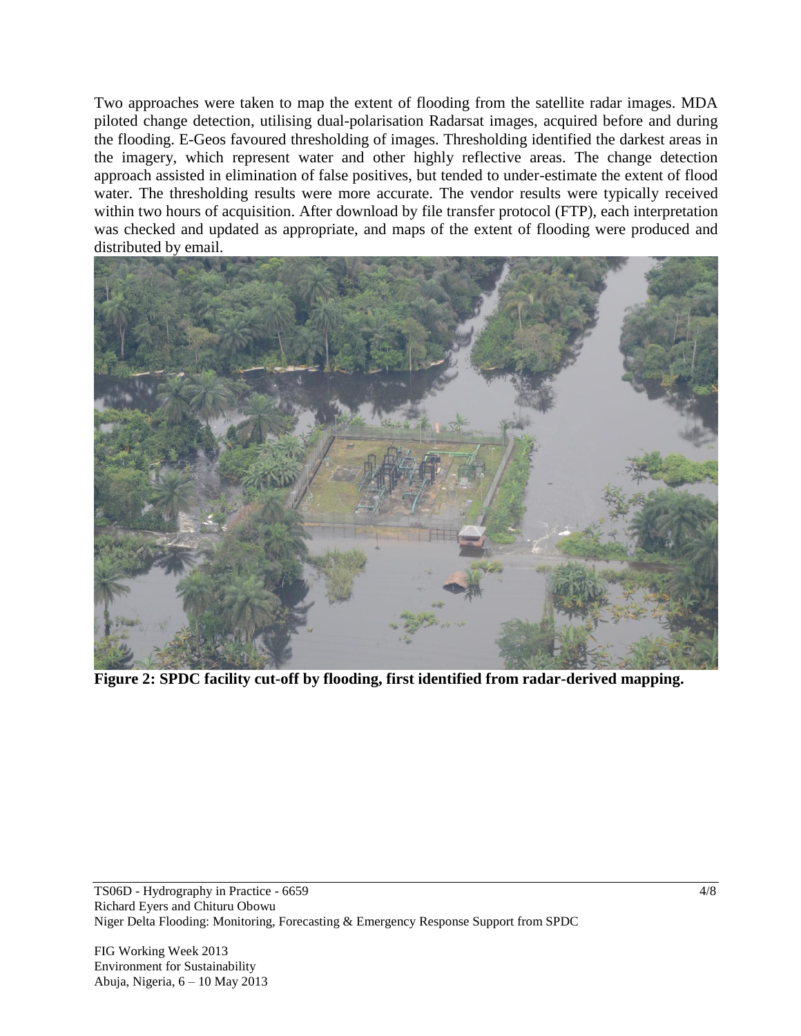Two approaches were taken to map the extent of flooding from the satellite radar images. MDA piloted change detection, utilising dual-polarisation Radarsat images, acquired before and during the flooding. E-Geos favoured thresholding of images. Thresholding identified the darkest areas in the imagery, which represent water and other highly reflective areas. The change detection approach assisted in elimination of false positives, but tended to under-estimate the extent of flood water. The thresholding results were more accurate. The vendor results were typically received within two hours of acquisition. After download by file transfer protocol (FTP), each interpretation was checked and updated as appropriate, and maps of the extent of flooding were produced and distributed by email.

**Figure 2: SPDC facility cut-off by flooding, first identified from radar-derived mapping.**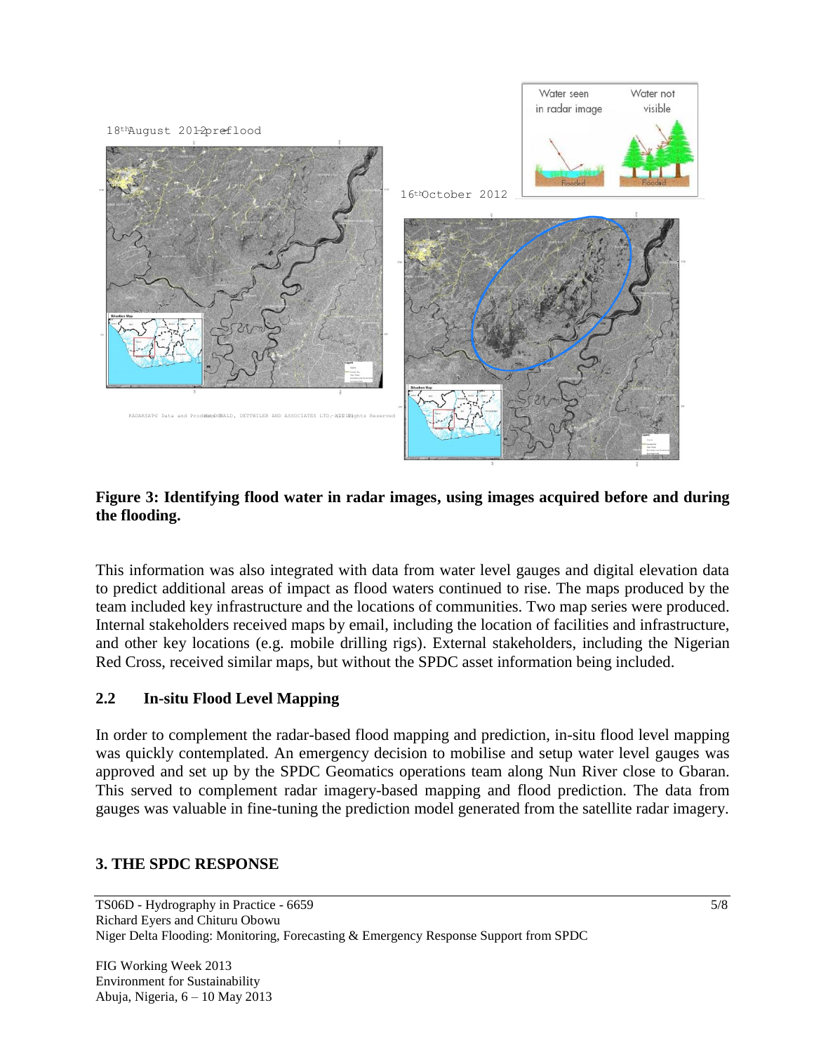**Figure 3: Identifying flood water in radar images, using images acquired before and during the flooding.**

This information was also integrated with data from water level gauges and digital elevation data to predict additional areas of impact as flood waters continued to rise. The maps produced by the team included key infrastructure and the locations of communities. Two map series were produced. Internal stakeholders received maps by email, including the location of facilities and infrastructure, and other key locations (e.g. mobile drilling rigs). External stakeholders, including the Nigerian Red Cross, received similar maps, but without the SPDC asset information being included.

### 2.2 In-situ Flood Level Mapping

In order to complement the radar-based flood mapping and prediction, in-situ flood level mapping was quickly contemplated. An emergency decision to mobilise and setup water level gauges was approved and set up by the SPDC Geomatics operations team along Nun River close to Gbaran. This served to complement radar imagery-based mapping and flood prediction. The data from gauges was valuable in fine-tuning the prediction model generated from the satellite radar imagery.

## 3. THE SPDC RESPONSE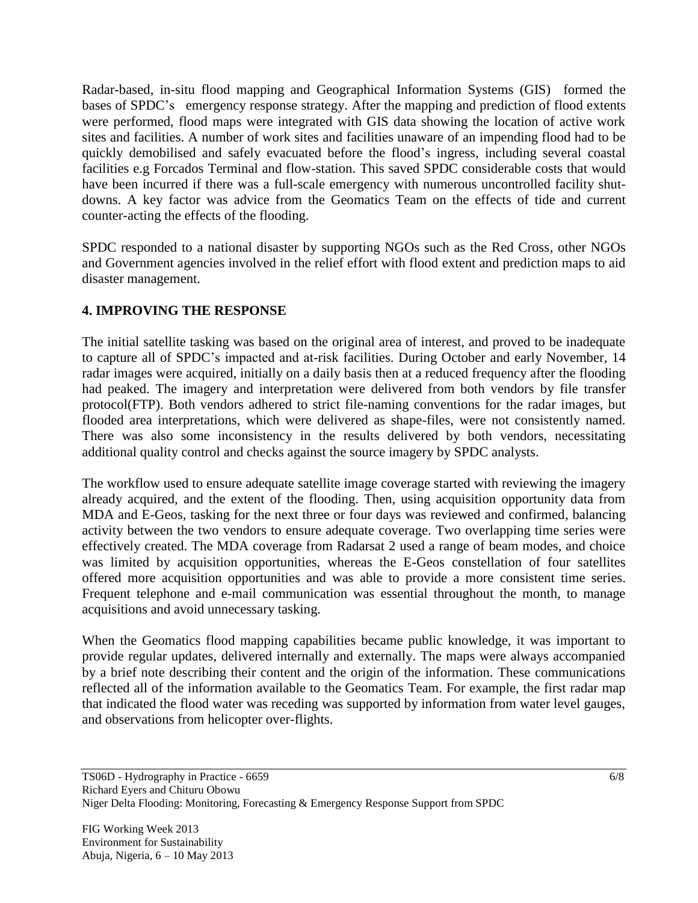Radar-based, in-situ flood mapping and Geographical Information Systems (GIS) formed the bases of SPDC's emergency response strategy. After the mapping and prediction of flood extents were performed, flood maps were integrated with GIS data showing the location of active work sites and facilities. A number of work sites and facilities unaware of an impending flood had to be quickly demobilised and safely evacuated before the flood's ingress, including several coastal facilities e.g Forcados Terminal and flow-station. This saved SPDC considerable costs that would have been incurred if there was a full-scale emergency with numerous uncontrolled facility shut-downs. A key factor was advice from the Geomatics Team on the effects of tide and current counter-acting the effects of the flooding.

SPDC responded to a national disaster by supporting NGOs such as the Red Cross, other NGOs and Government agencies involved in the relief effort with flood extent and prediction maps to aid disaster management.

## 4. IMPROVING THE RESPONSE

The initial satellite tasking was based on the original area of interest, and proved to be inadequate to capture all of SPDC's impacted and at-risk facilities. During October and early November, 14 radar images were acquired, initially on a daily basis then at a reduced frequency after the flooding had peaked. The imagery and interpretation were delivered from both vendors by file transfer protocol(FTP). Both vendors adhered to strict file-naming conventions for the radar images, but flooded area interpretations, which were delivered as shape-files, were not consistently named. There was also some inconsistency in the results delivered by both vendors, necessitating additional quality control and checks against the source imagery by SPDC analysts.

The workflow used to ensure adequate satellite image coverage started with reviewing the imagery already acquired, and the extent of the flooding. Then, using acquisition opportunity data from MDA and E-Geos, tasking for the next three or four days was reviewed and confirmed, balancing activity between the two vendors to ensure adequate coverage. Two overlapping time series were effectively created. The MDA coverage from Radarsat 2 used a range of beam modes, and choice was limited by acquisition opportunities, whereas the E-Geos constellation of four satellites offered more acquisition opportunities and was able to provide a more consistent time series. Frequent telephone and e-mail communication was essential throughout the month, to manage acquisitions and avoid unnecessary tasking.

When the Geomatics flood mapping capabilities became public knowledge, it was important to provide regular updates, delivered internally and externally. The maps were always accompanied by a brief note describing their content and the origin of the information. These communications reflected all of the information available to the Geomatics Team. For example, the first radar map that indicated the flood water was receding was supported by information from water level gauges, and observations from helicopter over-flights.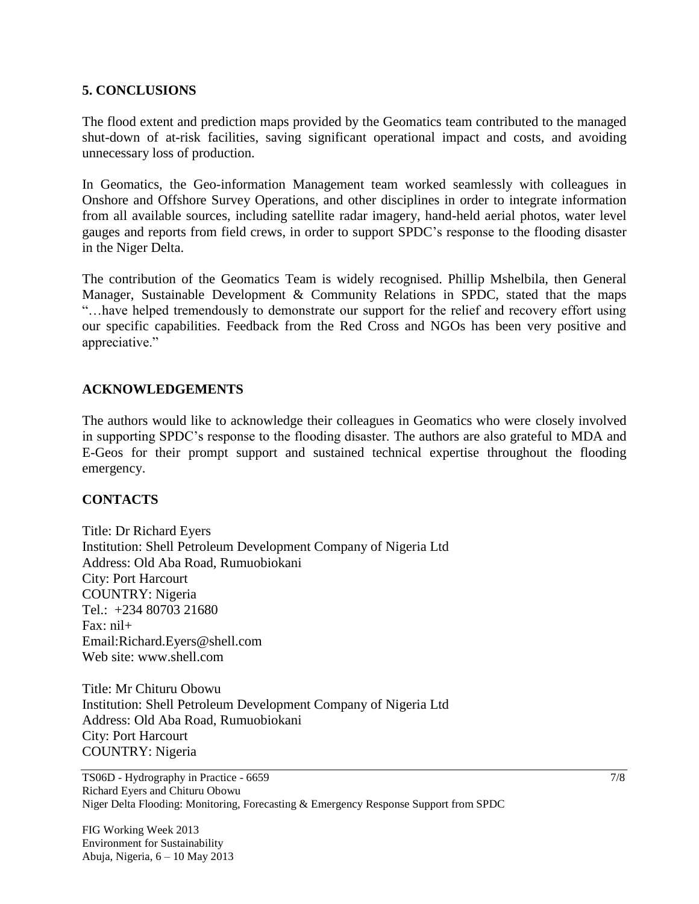## 5. CONCLUSIONS

The flood extent and prediction maps provided by the Geomatics team contributed to the managed shut-down of at-risk facilities, saving significant operational impact and costs, and avoiding unnecessary loss of production.

In Geomatics, the Geo-information Management team worked seamlessly with colleagues in Onshore and Offshore Survey Operations, and other disciplines in order to integrate information from all available sources, including satellite radar imagery, hand-held aerial photos, water level gauges and reports from field crews, in order to support SPDC's response to the flooding disaster in the Niger Delta.

The contribution of the Geomatics Team is widely recognised. Phillip Mshelbila, then General Manager, Sustainable Development & Community Relations in SPDC, stated that the maps "…have helped tremendously to demonstrate our support for the relief and recovery effort using our specific capabilities. Feedback from the Red Cross and NGOs has been very positive and appreciative."

## ACKNOWLEDGEMENTS

The authors would like to acknowledge their colleagues in Geomatics who were closely involved in supporting SPDC's response to the flooding disaster. The authors are also grateful to MDA and E-Geos for their prompt support and sustained technical expertise throughout the flooding emergency.

## CONTACTS

Title: Dr Richard Eyers
Institution: Shell Petroleum Development Company of Nigeria Ltd
Address: Old Aba Road, Rumuobiokani
City: Port Harcourt
COUNTRY: Nigeria
Tel.: +234 80703 21680
Fax: nil+
Email:Richard.Eyers@shell.com
Web site: www.shell.com

Title: Mr Chituru Obowu
Institution: Shell Petroleum Development Company of Nigeria Ltd
Address: Old Aba Road, Rumuobiokani
City: Port Harcourt
COUNTRY: Nigeria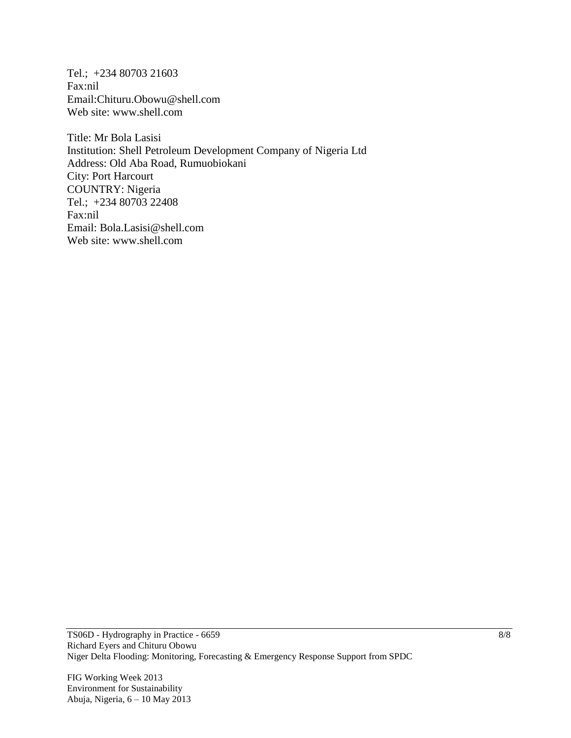Tel.;  +234 80703 21603
Fax:nil
Email:Chituru.Obowu@shell.com
Web site: www.shell.com

Title: Mr Bola Lasisi
Institution: Shell Petroleum Development Company of Nigeria Ltd
Address: Old Aba Road, Rumuobiokani
City: Port Harcourt
COUNTRY: Nigeria
Tel.;  +234 80703 22408
Fax:nil
Email: Bola.Lasisi@shell.com
Web site: www.shell.com